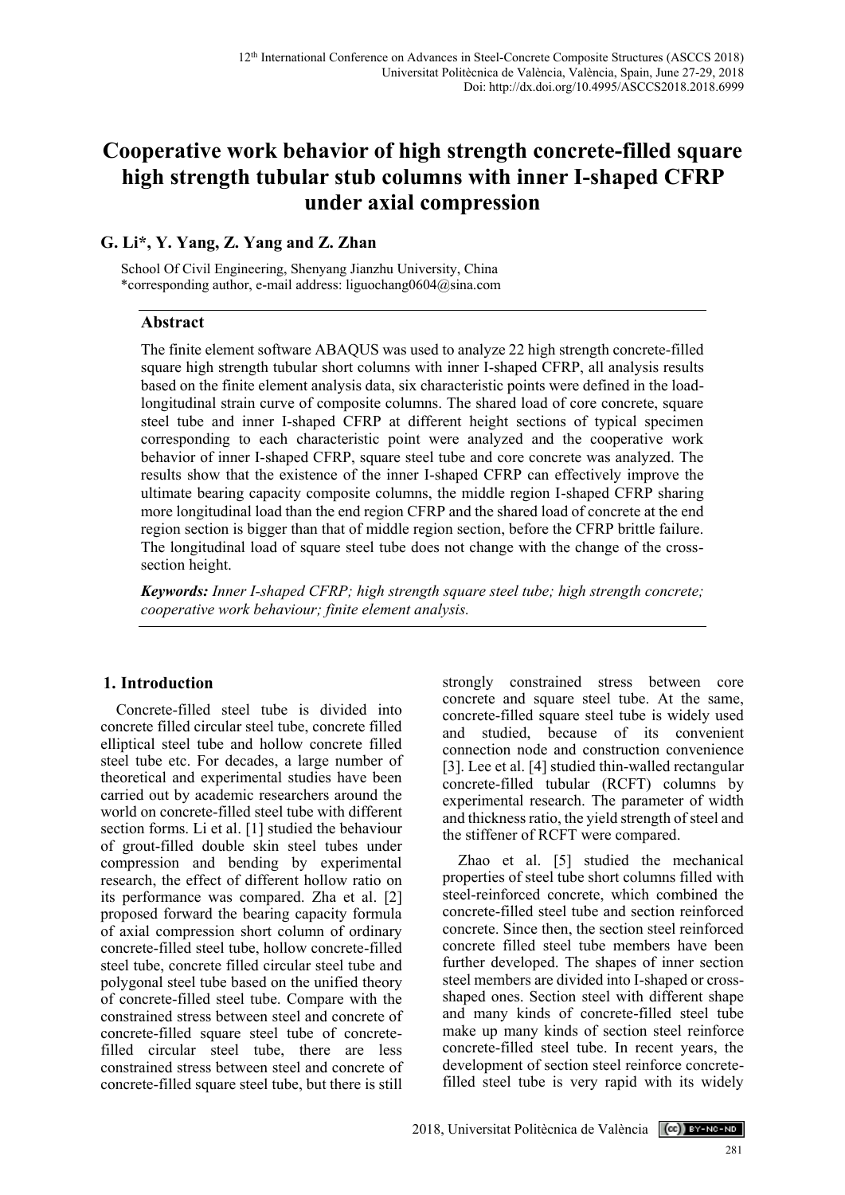# Cooperative work behavior of high strength concrete-filled square high strength tubular stub columns with inner I-shaped CFRP under axial compression

**G. Li\*, Y. Yang, Z. Yang and Z. Zhan**

School Of Civil Engineering, Shenyang Jianzhu University, China
\*corresponding author, e-mail address: liguochang0604@sina.com

## Abstract

The finite element software ABAQUS was used to analyze 22 high strength concrete-filled square high strength tubular short columns with inner I-shaped CFRP, all analysis results based on the finite element analysis data, six characteristic points were defined in the load-longitudinal strain curve of composite columns. The shared load of core concrete, square steel tube and inner I-shaped CFRP at different height sections of typical specimen corresponding to each characteristic point were analyzed and the cooperative work behavior of inner I-shaped CFRP, square steel tube and core concrete was analyzed. The results show that the existence of the inner I-shaped CFRP can effectively improve the ultimate bearing capacity composite columns, the middle region I-shaped CFRP sharing more longitudinal load than the end region CFRP and the shared load of concrete at the end region section is bigger than that of middle region section, before the CFRP brittle failure. The longitudinal load of square steel tube does not change with the change of the cross-section height.

***Keywords:*** *Inner I-shaped CFRP; high strength square steel tube; high strength concrete; cooperative work behaviour; finite element analysis.*

## 1. Introduction

Concrete-filled steel tube is divided into concrete filled circular steel tube, concrete filled elliptical steel tube and hollow concrete filled steel tube etc. For decades, a large number of theoretical and experimental studies have been carried out by academic researchers around the world on concrete-filled steel tube with different section forms. Li et al. [1] studied the behaviour of grout-filled double skin steel tubes under compression and bending by experimental research, the effect of different hollow ratio on its performance was compared. Zha et al. [2] proposed forward the bearing capacity formula of axial compression short column of ordinary concrete-filled steel tube, hollow concrete-filled steel tube, concrete filled circular steel tube and polygonal steel tube based on the unified theory of concrete-filled steel tube. Compare with the constrained stress between steel and concrete of concrete-filled square steel tube of concrete-filled circular steel tube, there are less constrained stress between steel and concrete of concrete-filled square steel tube, but there is still strongly constrained stress between core concrete and square steel tube. At the same, concrete-filled square steel tube is widely used and studied, because of its convenient connection node and construction convenience [3]. Lee et al. [4] studied thin-walled rectangular concrete-filled tubular (RCFT) columns by experimental research. The parameter of width and thickness ratio, the yield strength of steel and the stiffener of RCFT were compared.

Zhao et al. [5] studied the mechanical properties of steel tube short columns filled with steel-reinforced concrete, which combined the concrete-filled steel tube and section reinforced concrete. Since then, the section steel reinforced concrete filled steel tube members have been further developed. The shapes of inner section steel members are divided into I-shaped or cross-shaped ones. Section steel with different shape and many kinds of concrete-filled steel tube make up many kinds of section steel reinforce concrete-filled steel tube. In recent years, the development of section steel reinforce concrete-filled steel tube is very rapid with its widely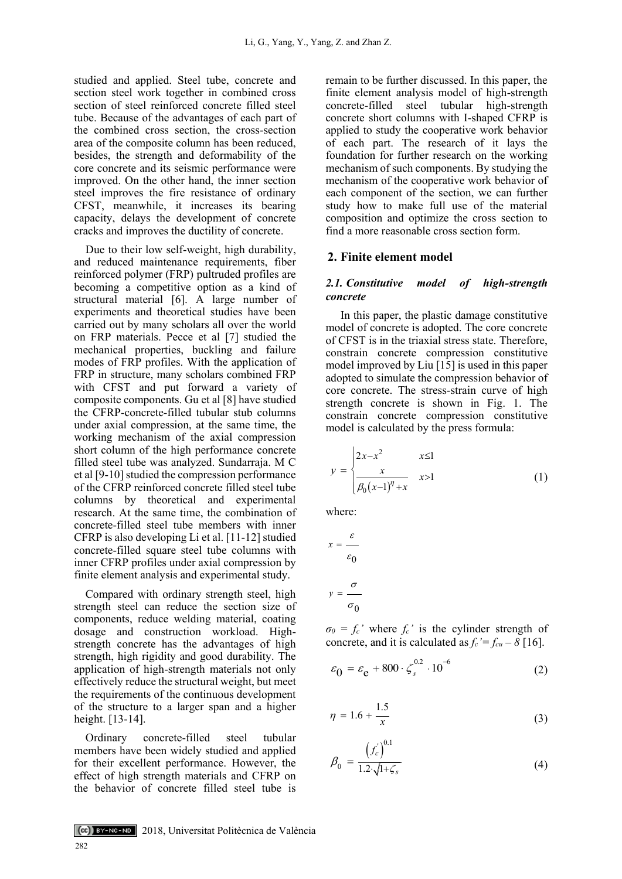studied and applied. Steel tube, concrete and section steel work together in combined cross section of steel reinforced concrete filled steel tube. Because of the advantages of each part of the combined cross section, the cross-section area of the composite column has been reduced, besides, the strength and deformability of the core concrete and its seismic performance were improved. On the other hand, the inner section steel improves the fire resistance of ordinary CFST, meanwhile, it increases its bearing capacity, delays the development of concrete cracks and improves the ductility of concrete.

Due to their low self-weight, high durability, and reduced maintenance requirements, fiber reinforced polymer (FRP) pultruded profiles are becoming a competitive option as a kind of structural material [6]. A large number of experiments and theoretical studies have been carried out by many scholars all over the world on FRP materials. Pecce et al [7] studied the mechanical properties, buckling and failure modes of FRP profiles. With the application of FRP in structure, many scholars combined FRP with CFST and put forward a variety of composite components. Gu et al [8] have studied the CFRP-concrete-filled tubular stub columns under axial compression, at the same time, the working mechanism of the axial compression short column of the high performance concrete filled steel tube was analyzed. Sundarraja. M C et al [9-10] studied the compression performance of the CFRP reinforced concrete filled steel tube columns by theoretical and experimental research. At the same time, the combination of concrete-filled steel tube members with inner CFRP is also developing Li et al. [11-12] studied concrete-filled square steel tube columns with inner CFRP profiles under axial compression by finite element analysis and experimental study.

Compared with ordinary strength steel, high strength steel can reduce the section size of components, reduce welding material, coating dosage and construction workload. High-strength concrete has the advantages of high strength, high rigidity and good durability. The application of high-strength materials not only effectively reduce the structural weight, but meet the requirements of the continuous development of the structure to a larger span and a higher height. [13-14].

Ordinary concrete-filled steel tubular members have been widely studied and applied for their excellent performance. However, the effect of high strength materials and CFRP on the behavior of concrete filled steel tube is remain to be further discussed. In this paper, the finite element analysis model of high-strength concrete-filled steel tubular high-strength concrete short columns with I-shaped CFRP is applied to study the cooperative work behavior of each part. The research of it lays the foundation for further research on the working mechanism of such components. By studying the mechanism of the cooperative work behavior of each component of the section, we can further study how to make full use of the material composition and optimize the cross section to find a more reasonable cross section form.

## 2. Finite element model

### *2.1. Constitutive model of high-strength concrete*

In this paper, the plastic damage constitutive model of concrete is adopted. The core concrete of CFST is in the triaxial stress state. Therefore, constrain concrete compression constitutive model improved by Liu [15] is used in this paper adopted to simulate the compression behavior of core concrete. The stress-strain curve of high strength concrete is shown in Fig. 1. The constrain concrete compression constitutive model is calculated by the press formula:

$$y = \begin{cases} 2x - x^2 & x \leq 1 \\ \dfrac{x}{\beta_0 (x-1)^{\eta} + x} & x > 1 \end{cases} \tag{1}$$

where:

$$x = \frac{\varepsilon}{\varepsilon_0}$$

$$y = \frac{\sigma}{\sigma_0}$$

$\sigma_0 = f_c'$ where $f_c'$ is the cylinder strength of concrete, and it is calculated as $f_c' = f_{cu} - 8$ [16].

$$\varepsilon_0 = \varepsilon_e + 800 \cdot \zeta_s^{0.2} \cdot 10^{-6} \tag{2}$$

$$\eta = 1.6 + \frac{1.5}{x} \tag{3}$$

$$\beta_0 = \frac{\left(f_c'\right)^{0.1}}{1.2 \cdot \sqrt{1+\zeta_s}} \tag{4}$$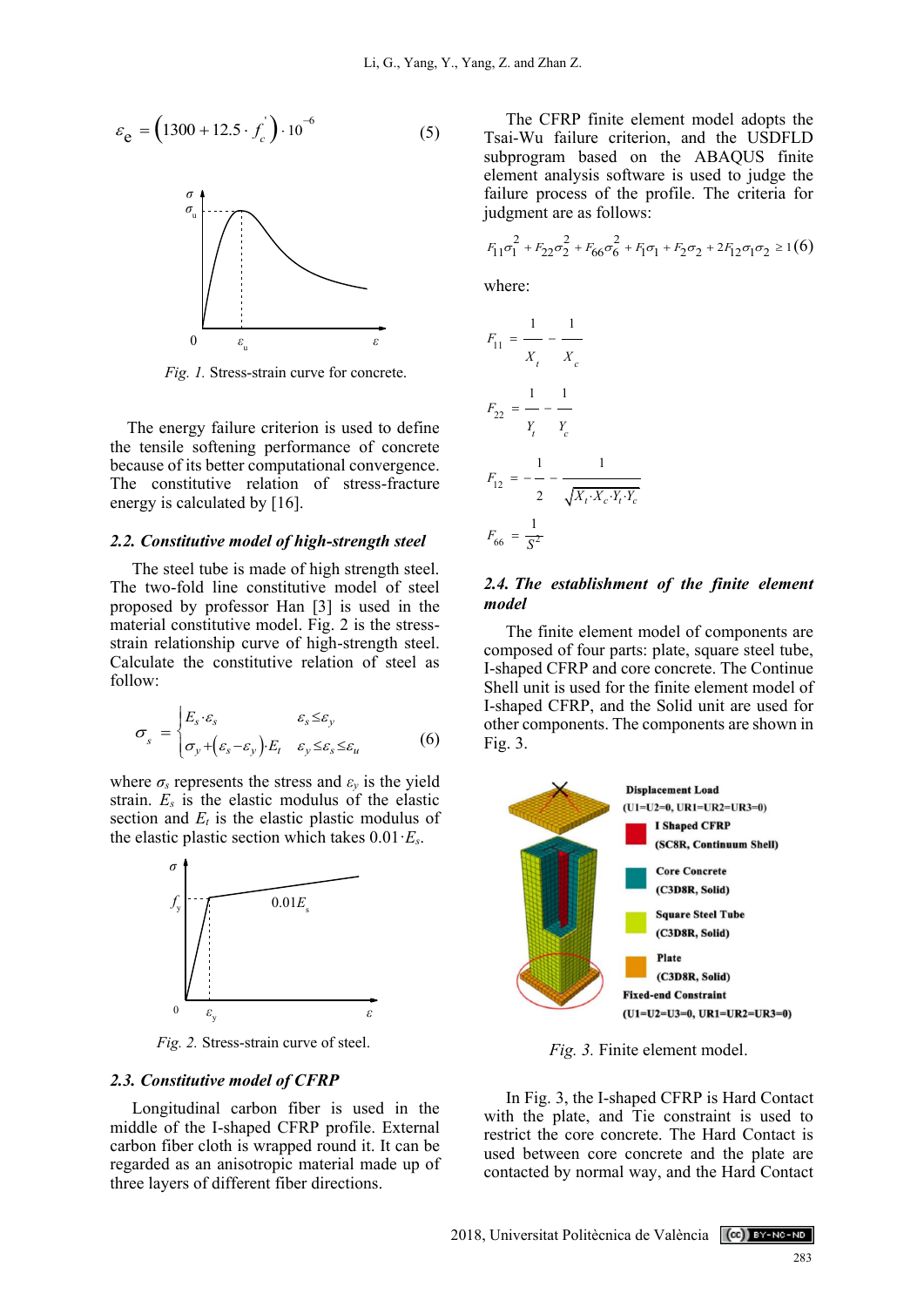$$\varepsilon_e = \left(1300 + 12.5 \cdot f_c^{'}\right) \cdot 10^{-6} \quad (5)$$

*Fig. 1.* Stress-strain curve for concrete.

The energy failure criterion is used to define the tensile softening performance of concrete because of its better computational convergence. The constitutive relation of stress-fracture energy is calculated by [16].

### 2.2. Constitutive model of high-strength steel

The steel tube is made of high strength steel. The two-fold line constitutive model of steel proposed by professor Han [3] is used in the material constitutive model. Fig. 2 is the stress-strain relationship curve of high-strength steel. Calculate the constitutive relation of steel as follow:

$$\sigma_s = \begin{cases} E_s \cdot \varepsilon_s & \varepsilon_s \leq \varepsilon_y \\ \sigma_y + \left(\varepsilon_s - \varepsilon_y\right) \cdot E_t & \varepsilon_y \leq \varepsilon_s \leq \varepsilon_u \end{cases} \quad (6)$$

where $\sigma_s$ represents the stress and $\varepsilon_y$ is the yield strain. $E_s$ is the elastic modulus of the elastic section and $E_t$ is the elastic plastic modulus of the elastic plastic section which takes $0.01 \cdot E_s$.

*Fig. 2.* Stress-strain curve of steel.

### 2.3. Constitutive model of CFRP

Longitudinal carbon fiber is used in the middle of the I-shaped CFRP profile. External carbon fiber cloth is wrapped round it. It can be regarded as an anisotropic material made up of three layers of different fiber directions.

The CFRP finite element model adopts the Tsai-Wu failure criterion, and the USDFLD subprogram based on the ABAQUS finite element analysis software is used to judge the failure process of the profile. The criteria for judgment are as follows:

$$F_{11}\sigma_1^2 + F_{22}\sigma_2^2 + F_{66}\sigma_6^2 + F_1\sigma_1 + F_2\sigma_2 + 2F_{12}\sigma_1\sigma_2 \geq 1 \quad (6)$$

where:

$$F_{11} = \frac{1}{X_t} - \frac{1}{X_c}$$

$$F_{22} = \frac{1}{Y_t} - \frac{1}{Y_c}$$

$$F_{12} = -\frac{1}{2} - \frac{1}{\sqrt{X_t \cdot X_c \cdot Y_t \cdot Y_c}}$$

$$F_{66} = \frac{1}{S^2}$$

### 2.4. The establishment of the finite element model

The finite element model of components are composed of four parts: plate, square steel tube, I-shaped CFRP and core concrete. The Continue Shell unit is used for the finite element model of I-shaped CFRP, and the Solid unit are used for other components. The components are shown in Fig. 3.

*Fig. 3.* Finite element model.

In Fig. 3, the I-shaped CFRP is Hard Contact with the plate, and Tie constraint is used to restrict the core concrete. The Hard Contact is used between core concrete and the plate are contacted by normal way, and the Hard Contact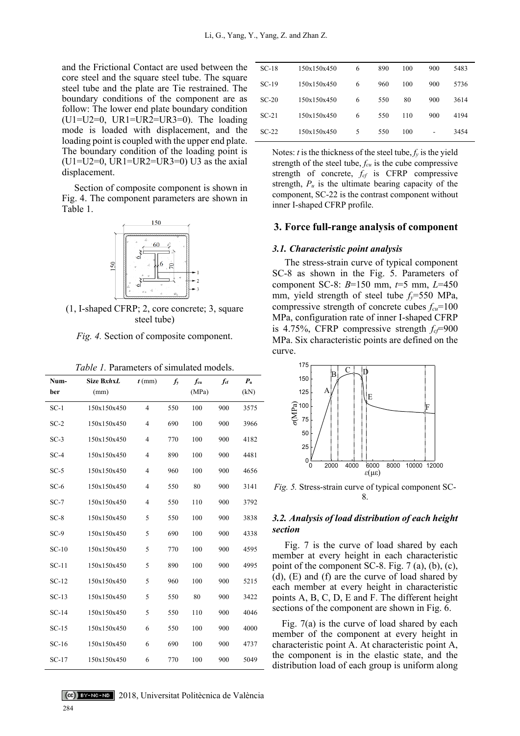and the Frictional Contact are used between the core steel and the square steel tube. The square steel tube and the plate are Tie restrained. The boundary conditions of the component are as follow: The lower end plate boundary condition (U1=U2=0, UR1=UR2=UR3=0). The loading mode is loaded with displacement, and the loading point is coupled with the upper end plate. The boundary condition of the loading point is (U1=U2=0, UR1=UR2=UR3=0) U3 as the axial displacement.

Section of composite component is shown in Fig. 4. The component parameters are shown in Table 1.

(1, I-shaped CFRP; 2, core concrete; 3, square steel tube)

*Fig. 4.* Section of composite component.

*Table 1.* Parameters of simulated models.

| Number | Size BxhxL (mm) | $t$ (mm) | $f_y$ | $f_{cu}$ (MPa) | $f_{cf}$ | $P_u$ (kN) |
|---|---|---|---|---|---|---|
| SC-1 | 150x150x450 | 4 | 550 | 100 | 900 | 3575 |
| SC-2 | 150x150x450 | 4 | 690 | 100 | 900 | 3966 |
| SC-3 | 150x150x450 | 4 | 770 | 100 | 900 | 4182 |
| SC-4 | 150x150x450 | 4 | 890 | 100 | 900 | 4481 |
| SC-5 | 150x150x450 | 4 | 960 | 100 | 900 | 4656 |
| SC-6 | 150x150x450 | 4 | 550 | 80 | 900 | 3141 |
| SC-7 | 150x150x450 | 4 | 550 | 110 | 900 | 3792 |
| SC-8 | 150x150x450 | 5 | 550 | 100 | 900 | 3838 |
| SC-9 | 150x150x450 | 5 | 690 | 100 | 900 | 4338 |
| SC-10 | 150x150x450 | 5 | 770 | 100 | 900 | 4595 |
| SC-11 | 150x150x450 | 5 | 890 | 100 | 900 | 4995 |
| SC-12 | 150x150x450 | 5 | 960 | 100 | 900 | 5215 |
| SC-13 | 150x150x450 | 5 | 550 | 80 | 900 | 3422 |
| SC-14 | 150x150x450 | 5 | 550 | 110 | 900 | 4046 |
| SC-15 | 150x150x450 | 6 | 550 | 100 | 900 | 4000 |
| SC-16 | 150x150x450 | 6 | 690 | 100 | 900 | 4737 |
| SC-17 | 150x150x450 | 6 | 770 | 100 | 900 | 5049 |
| SC-18 | 150x150x450 | 6 | 890 | 100 | 900 | 5483 |
| SC-19 | 150x150x450 | 6 | 960 | 100 | 900 | 5736 |
| SC-20 | 150x150x450 | 6 | 550 | 80 | 900 | 3614 |
| SC-21 | 150x150x450 | 6 | 550 | 110 | 900 | 4194 |
| SC-22 | 150x150x450 | 5 | 550 | 100 | - | 3454 |

Notes: $t$ is the thickness of the steel tube, $f_y$ is the yield strength of the steel tube, $f_{cu}$ is the cube compressive strength of concrete, $f_{cf}$ is CFRP compressive strength, $P_u$ is the ultimate bearing capacity of the component, SC-22 is the contrast component without inner I-shaped CFRP profile.

## 3. Force full-range analysis of component

### 3.1. Characteristic point analysis

The stress-strain curve of typical component SC-8 as shown in the Fig. 5. Parameters of component SC-8: $B$=150 mm, $t$=5 mm, $L$=450 mm, yield strength of steel tube $f_y$=550 MPa, compressive strength of concrete cubes $f_{cu}$=100 MPa, configuration rate of inner I-shaped CFRP is 4.75%, CFRP compressive strength $f_{cf}$=900 MPa. Six characteristic points are defined on the curve.

*Fig. 5.* Stress-strain curve of typical component SC-8.

### 3.2. Analysis of load distribution of each height section

Fig. 7 is the curve of load shared by each member at every height in each characteristic point of the component SC-8. Fig. 7 (a), (b), (c), (d), (E) and (f) are the curve of load shared by each member at every height in characteristic points A, B, C, D, E and F. The different height sections of the component are shown in Fig. 6.

Fig. 7(a) is the curve of load shared by each member of the component at every height in characteristic point A. At characteristic point A, the component is in the elastic state, and the distribution load of each group is uniform along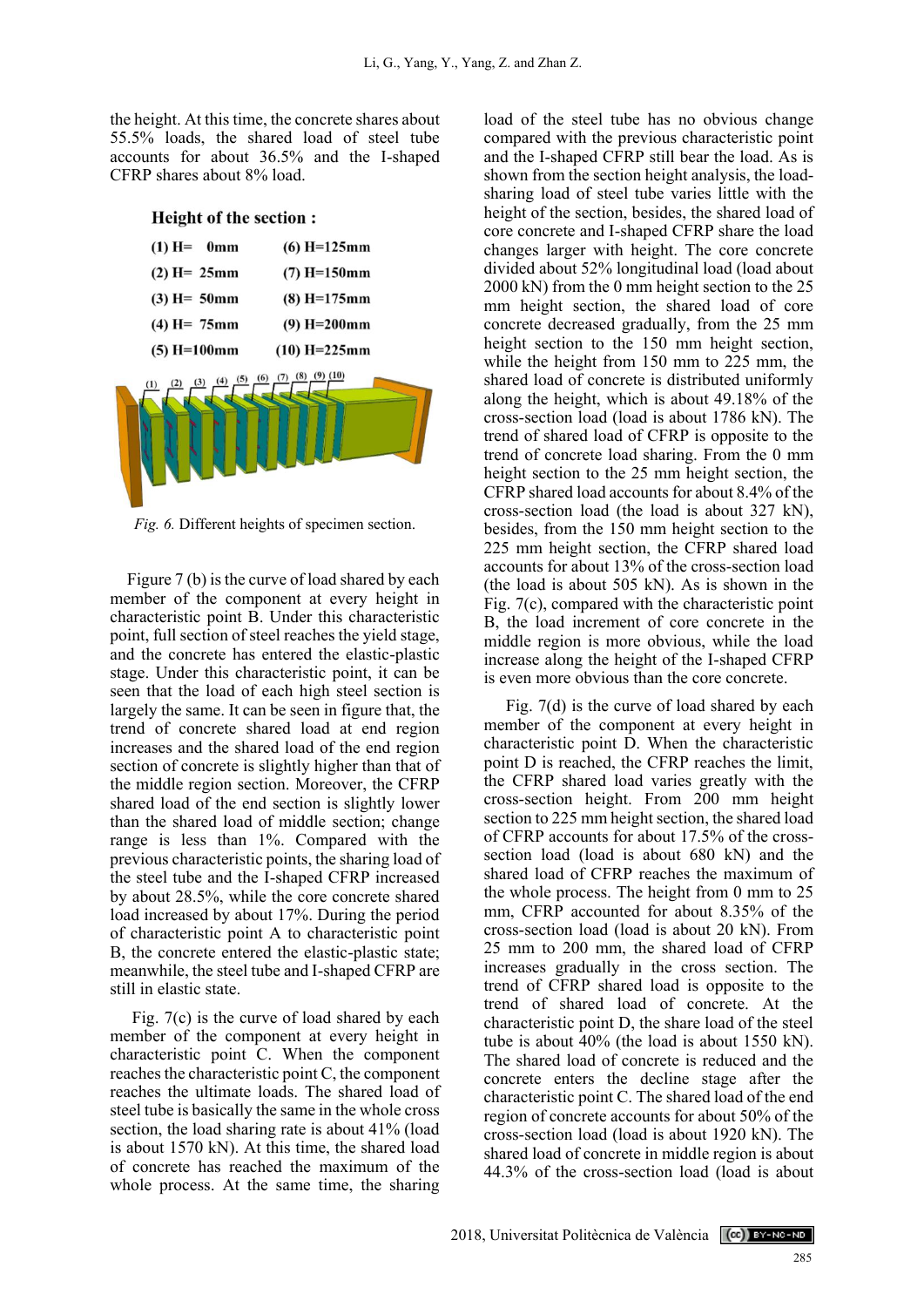the height. At this time, the concrete shares about 55.5% loads, the shared load of steel tube accounts for about 36.5% and the I-shaped CFRP shares about 8% load.

**Height of the section :**

(1) H= 0mm (6) H=125mm
(2) H= 25mm (7) H=150mm
(3) H= 50mm (8) H=175mm
(4) H= 75mm (9) H=200mm
(5) H=100mm (10) H=225mm

*Fig. 6.* Different heights of specimen section.

Figure 7 (b) is the curve of load shared by each member of the component at every height in characteristic point B. Under this characteristic point, full section of steel reaches the yield stage, and the concrete has entered the elastic-plastic stage. Under this characteristic point, it can be seen that the load of each high steel section is largely the same. It can be seen in figure that, the trend of concrete shared load at end region increases and the shared load of the end region section of concrete is slightly higher than that of the middle region section. Moreover, the CFRP shared load of the end section is slightly lower than the shared load of middle section; change range is less than 1%. Compared with the previous characteristic points, the sharing load of the steel tube and the I-shaped CFRP increased by about 28.5%, while the core concrete shared load increased by about 17%. During the period of characteristic point A to characteristic point B, the concrete entered the elastic-plastic state; meanwhile, the steel tube and I-shaped CFRP are still in elastic state.

Fig. 7(c) is the curve of load shared by each member of the component at every height in characteristic point C. When the component reaches the characteristic point C, the component reaches the ultimate loads. The shared load of steel tube is basically the same in the whole cross section, the load sharing rate is about 41% (load is about 1570 kN). At this time, the shared load of concrete has reached the maximum of the whole process. At the same time, the sharing load of the steel tube has no obvious change compared with the previous characteristic point and the I-shaped CFRP still bear the load. As is shown from the section height analysis, the load-sharing load of steel tube varies little with the height of the section, besides, the shared load of core concrete and I-shaped CFRP share the load changes larger with height. The core concrete divided about 52% longitudinal load (load about 2000 kN) from the 0 mm height section to the 25 mm height section, the shared load of core concrete decreased gradually, from the 25 mm height section to the 150 mm height section, while the height from 150 mm to 225 mm, the shared load of concrete is distributed uniformly along the height, which is about 49.18% of the cross-section load (load is about 1786 kN). The trend of shared load of CFRP is opposite to the trend of concrete load sharing. From the 0 mm height section to the 25 mm height section, the CFRP shared load accounts for about 8.4% of the cross-section load (the load is about 327 kN), besides, from the 150 mm height section to the 225 mm height section, the CFRP shared load accounts for about 13% of the cross-section load (the load is about 505 kN). As is shown in the Fig. 7(c), compared with the characteristic point B, the load increment of core concrete in the middle region is more obvious, while the load increase along the height of the I-shaped CFRP is even more obvious than the core concrete.

Fig. 7(d) is the curve of load shared by each member of the component at every height in characteristic point D. When the characteristic point D is reached, the CFRP reaches the limit, the CFRP shared load varies greatly with the cross-section height. From 200 mm height section to 225 mm height section, the shared load of CFRP accounts for about 17.5% of the cross-section load (load is about 680 kN) and the shared load of CFRP reaches the maximum of the whole process. The height from 0 mm to 25 mm, CFRP accounted for about 8.35% of the cross-section load (load is about 20 kN). From 25 mm to 200 mm, the shared load of CFRP increases gradually in the cross section. The trend of CFRP shared load is opposite to the trend of shared load of concrete. At the characteristic point D, the share load of the steel tube is about 40% (the load is about 1550 kN). The shared load of concrete is reduced and the concrete enters the decline stage after the characteristic point C. The shared load of the end region of concrete accounts for about 50% of the cross-section load (load is about 1920 kN). The shared load of concrete in middle region is about 44.3% of the cross-section load (load is about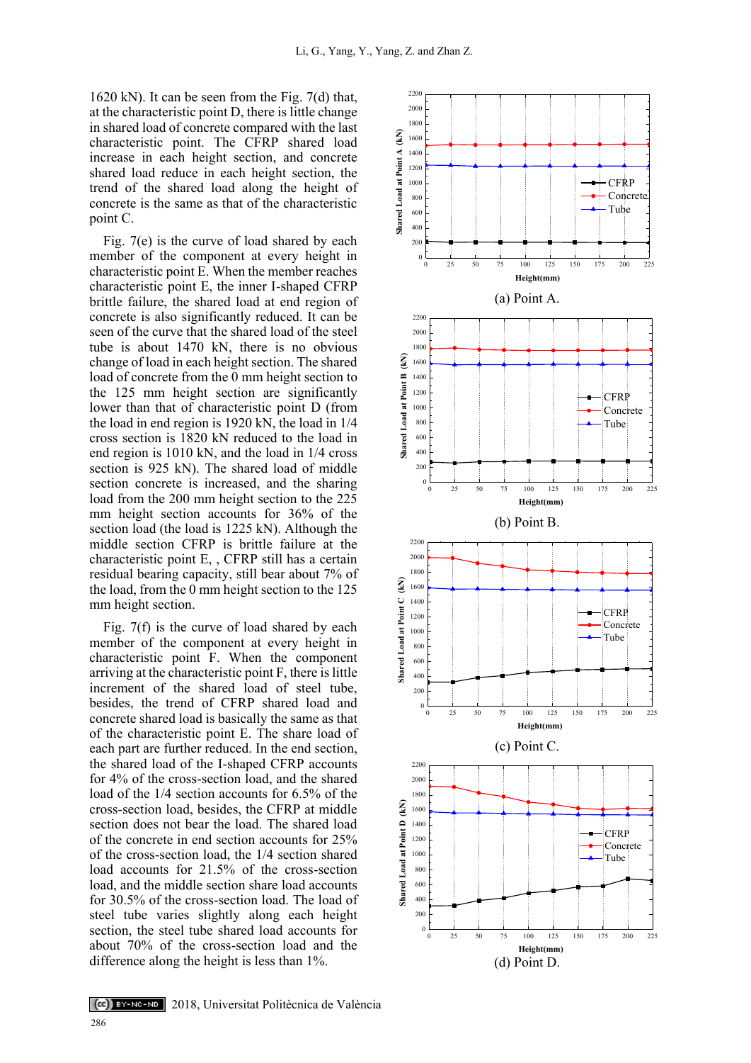1620 kN). It can be seen from the Fig. 7(d) that, at the characteristic point D, there is little change in shared load of concrete compared with the last characteristic point. The CFRP shared load increase in each height section, and concrete shared load reduce in each height section, the trend of the shared load along the height of concrete is the same as that of the characteristic point C.

Fig. 7(e) is the curve of load shared by each member of the component at every height in characteristic point E. When the member reaches characteristic point E, the inner I-shaped CFRP brittle failure, the shared load at end region of concrete is also significantly reduced. It can be seen of the curve that the shared load of the steel tube is about 1470 kN, there is no obvious change of load in each height section. The shared load of concrete from the 0 mm height section to the 125 mm height section are significantly lower than that of characteristic point D (from the load in end region is 1920 kN, the load in 1/4 cross section is 1820 kN reduced to the load in end region is 1010 kN, and the load in 1/4 cross section is 925 kN). The shared load of middle section concrete is increased, and the sharing load from the 200 mm height section to the 225 mm height section accounts for 36% of the section load (the load is 1225 kN). Although the middle section CFRP is brittle failure at the characteristic point E, , CFRP still has a certain residual bearing capacity, still bear about 7% of the load, from the 0 mm height section to the 125 mm height section.

Fig. 7(f) is the curve of load shared by each member of the component at every height in characteristic point F. When the component arriving at the characteristic point F, there is little increment of the shared load of steel tube, besides, the trend of CFRP shared load and concrete shared load is basically the same as that of the characteristic point E. The share load of each part are further reduced. In the end section, the shared load of the I-shaped CFRP accounts for 4% of the cross-section load, and the shared load of the 1/4 section accounts for 6.5% of the cross-section load, besides, the CFRP at middle section does not bear the load. The shared load of the concrete in end section accounts for 25% of the cross-section load, the 1/4 section shared load accounts for 21.5% of the cross-section load, and the middle section share load accounts for 30.5% of the cross-section load. The load of steel tube varies slightly along each height section, the steel tube shared load accounts for about 70% of the cross-section load and the difference along the height is less than 1%.

(a) Point A.

(b) Point B.

(c) Point C.

(d) Point D.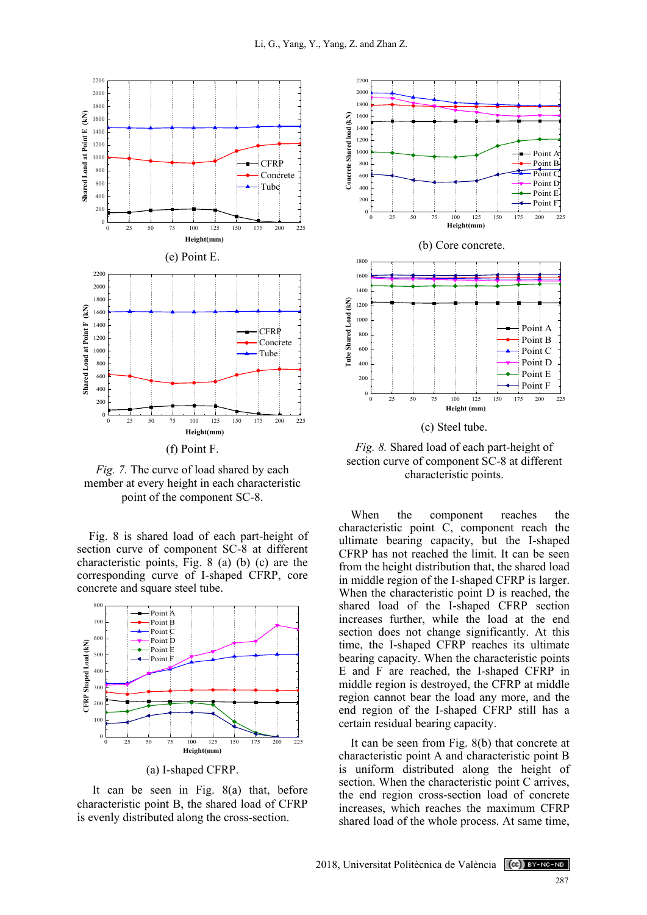(e) Point E.

(f) Point F.

*Fig. 7.* The curve of load shared by each member at every height in each characteristic point of the component SC-8.

Fig. 8 is shared load of each part-height of section curve of component SC-8 at different characteristic points, Fig. 8 (a) (b) (c) are the corresponding curve of I-shaped CFRP, core concrete and square steel tube.

(a) I-shaped CFRP.

It can be seen in Fig. 8(a) that, before characteristic point B, the shared load of CFRP is evenly distributed along the cross-section.

(b) Core concrete.

(c) Steel tube.

*Fig. 8.* Shared load of each part-height of section curve of component SC-8 at different characteristic points.

When the component reaches the characteristic point C, component reach the ultimate bearing capacity, but the I-shaped CFRP has not reached the limit. It can be seen from the height distribution that, the shared load in middle region of the I-shaped CFRP is larger. When the characteristic point D is reached, the shared load of the I-shaped CFRP section increases further, while the load at the end section does not change significantly. At this time, the I-shaped CFRP reaches its ultimate bearing capacity. When the characteristic points E and F are reached, the I-shaped CFRP in middle region is destroyed, the CFRP at middle region cannot bear the load any more, and the end region of the I-shaped CFRP still has a certain residual bearing capacity.

It can be seen from Fig. 8(b) that concrete at characteristic point A and characteristic point B is uniform distributed along the height of section. When the characteristic point C arrives, the end region cross-section load of concrete increases, which reaches the maximum CFRP shared load of the whole process. At same time,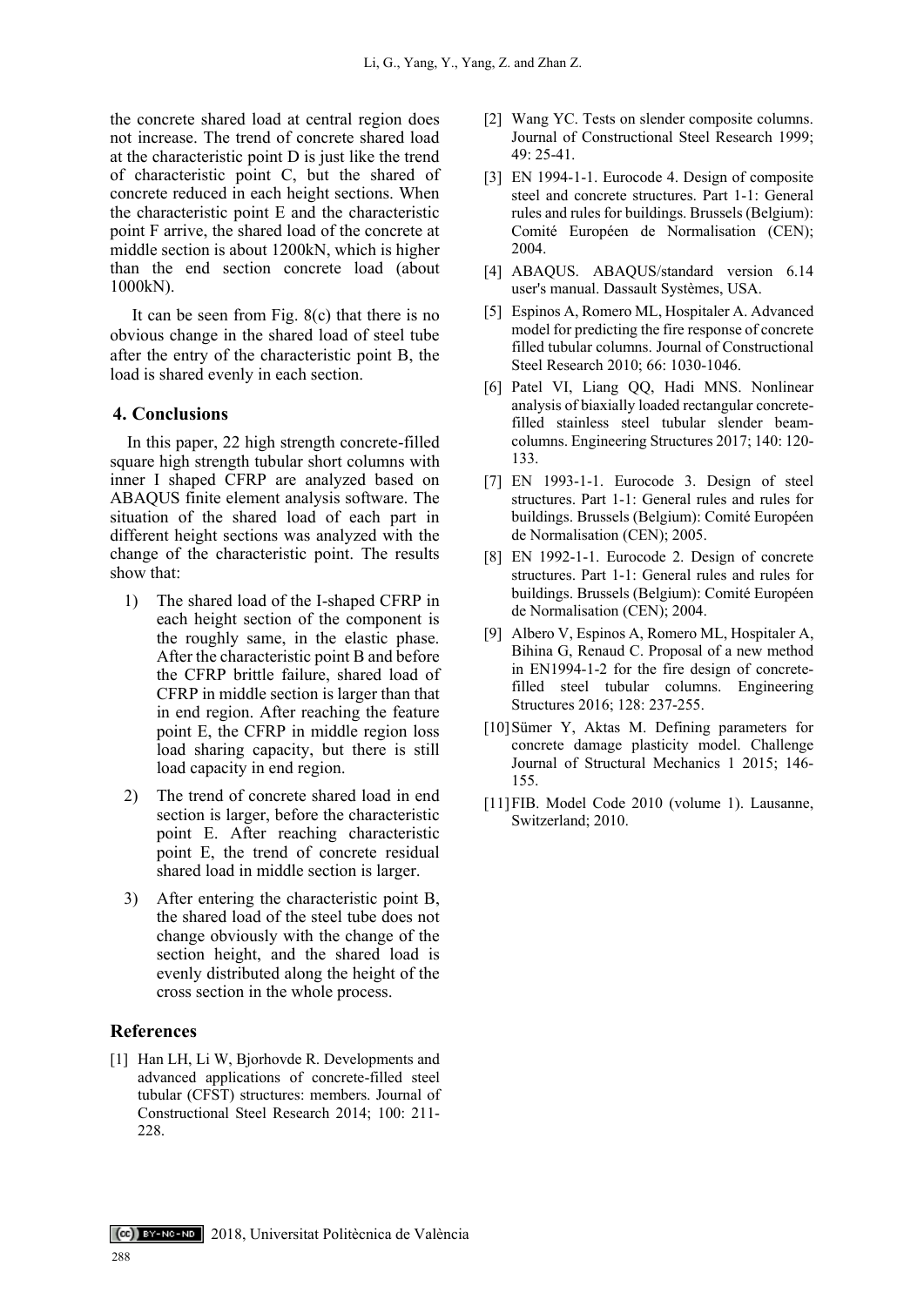the concrete shared load at central region does not increase. The trend of concrete shared load at the characteristic point D is just like the trend of characteristic point C, but the shared of concrete reduced in each height sections. When the characteristic point E and the characteristic point F arrive, the shared load of the concrete at middle section is about 1200kN, which is higher than the end section concrete load (about 1000kN).

It can be seen from Fig. 8(c) that there is no obvious change in the shared load of steel tube after the entry of the characteristic point B, the load is shared evenly in each section.

## 4. Conclusions

In this paper, 22 high strength concrete-filled square high strength tubular short columns with inner I shaped CFRP are analyzed based on ABAQUS finite element analysis software. The situation of the shared load of each part in different height sections was analyzed with the change of the characteristic point. The results show that:

1) The shared load of the I-shaped CFRP in each height section of the component is the roughly same, in the elastic phase. After the characteristic point B and before the CFRP brittle failure, shared load of CFRP in middle section is larger than that in end region. After reaching the feature point E, the CFRP in middle region loss load sharing capacity, but there is still load capacity in end region.
2) The trend of concrete shared load in end section is larger, before the characteristic point E. After reaching characteristic point E, the trend of concrete residual shared load in middle section is larger.
3) After entering the characteristic point B, the shared load of the steel tube does not change obviously with the change of the section height, and the shared load is evenly distributed along the height of the cross section in the whole process.

## References

[1] Han LH, Li W, Bjorhovde R. Developments and advanced applications of concrete-filled steel tubular (CFST) structures: members. Journal of Constructional Steel Research 2014; 100: 211-228.

[2] Wang YC. Tests on slender composite columns. Journal of Constructional Steel Research 1999; 49: 25-41.

[3] EN 1994-1-1. Eurocode 4. Design of composite steel and concrete structures. Part 1-1: General rules and rules for buildings. Brussels (Belgium): Comité Européen de Normalisation (CEN); 2004.

[4] ABAQUS. ABAQUS/standard version 6.14 user's manual. Dassault Systèmes, USA.

[5] Espinos A, Romero ML, Hospitaler A. Advanced model for predicting the fire response of concrete filled tubular columns. Journal of Constructional Steel Research 2010; 66: 1030-1046.

[6] Patel VI, Liang QQ, Hadi MNS. Nonlinear analysis of biaxially loaded rectangular concrete-filled stainless steel tubular slender beam-columns. Engineering Structures 2017; 140: 120-133.

[7] EN 1993-1-1. Eurocode 3. Design of steel structures. Part 1-1: General rules and rules for buildings. Brussels (Belgium): Comité Européen de Normalisation (CEN); 2005.

[8] EN 1992-1-1. Eurocode 2. Design of concrete structures. Part 1-1: General rules and rules for buildings. Brussels (Belgium): Comité Européen de Normalisation (CEN); 2004.

[9] Albero V, Espinos A, Romero ML, Hospitaler A, Bihina G, Renaud C. Proposal of a new method in EN1994-1-2 for the fire design of concrete-filled steel tubular columns. Engineering Structures 2016; 128: 237-255.

[10] Sümer Y, Aktas M. Defining parameters for concrete damage plasticity model. Challenge Journal of Structural Mechanics 1 2015; 146-155.

[11] FIB. Model Code 2010 (volume 1). Lausanne, Switzerland; 2010.